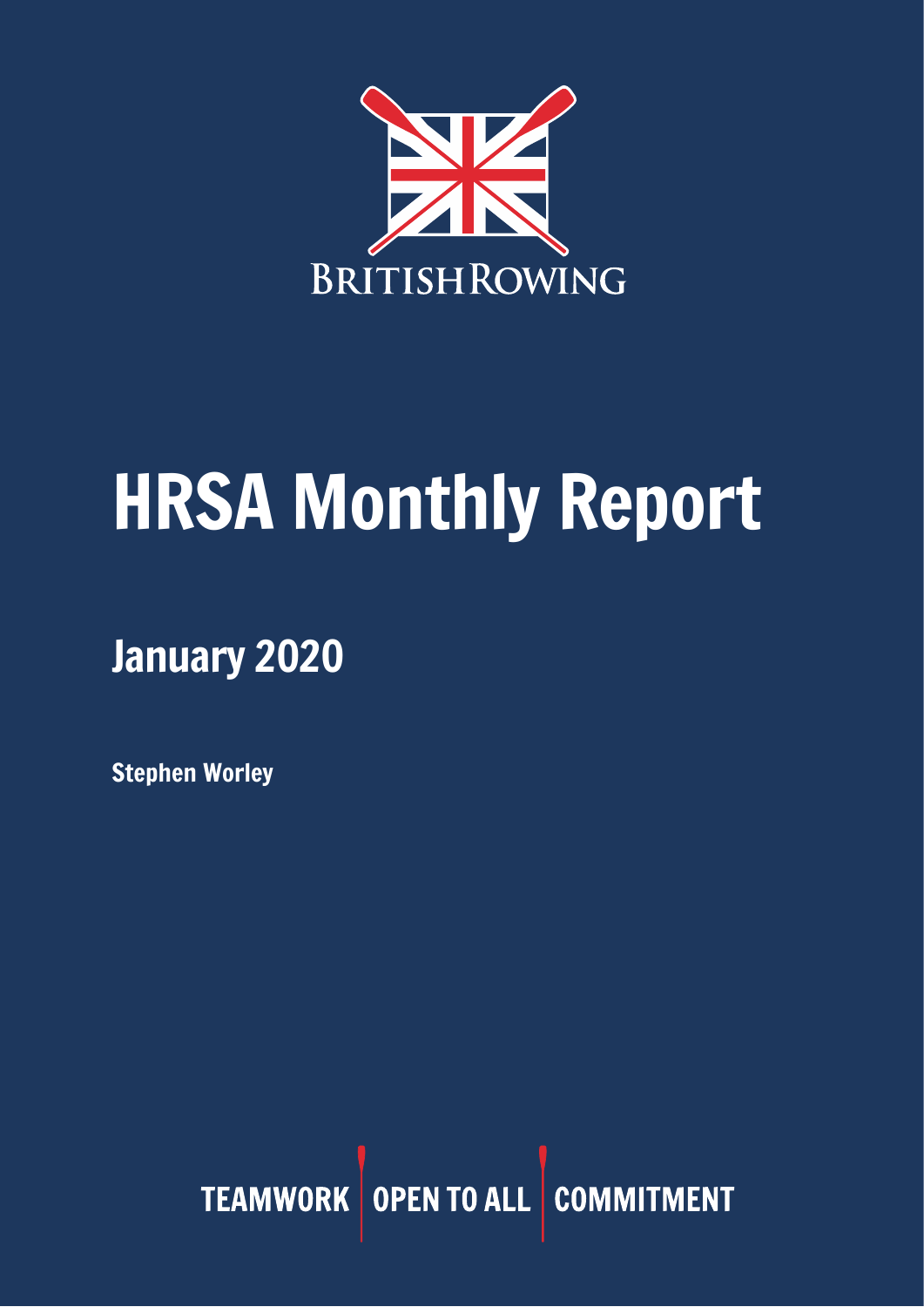BRITISH ROWING

# HRSA Monthly Report

## January 2020

**Stephen Worley**

TEAMWORK | OPEN TO ALL | COMMITMENT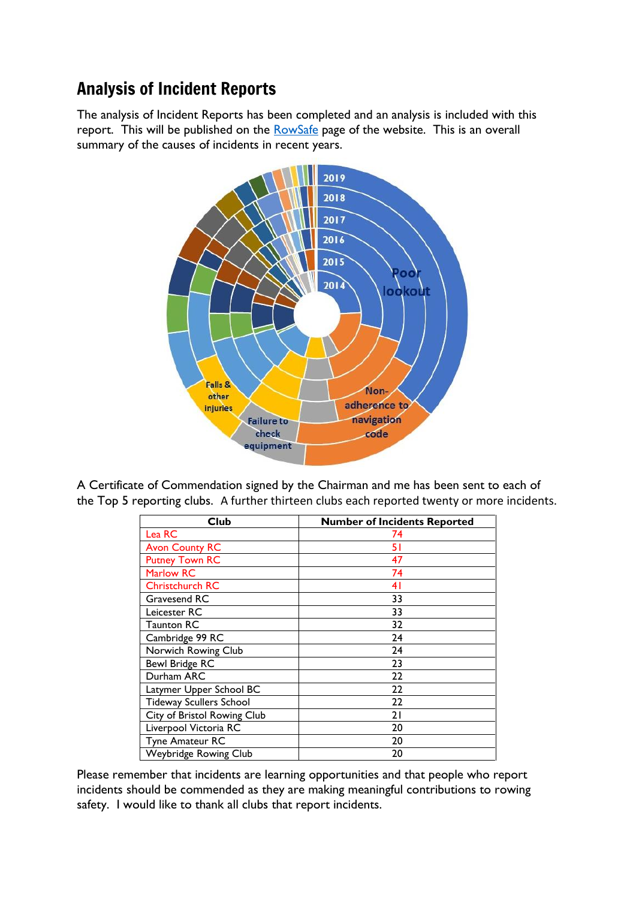## Analysis of Incident Reports

The analysis of Incident Reports has been completed and an analysis is included with this report. This will be published on the [RowSafe](#) page of the website. This is an overall summary of the causes of incidents in recent years.

A Certificate of Commendation signed by the Chairman and me has been sent to each of the Top 5 reporting clubs. A further thirteen clubs each reported twenty or more incidents.

| Club | Number of Incidents Reported |
|---|---|
| Lea RC | 74 |
| Avon County RC | 51 |
| Putney Town RC | 47 |
| Marlow RC | 74 |
| Christchurch RC | 41 |
| Gravesend RC | 33 |
| Leicester RC | 33 |
| Taunton RC | 32 |
| Cambridge 99 RC | 24 |
| Norwich Rowing Club | 24 |
| Bewl Bridge RC | 23 |
| Durham ARC | 22 |
| Latymer Upper School BC | 22 |
| Tideway Scullers School | 22 |
| City of Bristol Rowing Club | 21 |
| Liverpool Victoria RC | 20 |
| Tyne Amateur RC | 20 |
| Weybridge Rowing Club | 20 |

Please remember that incidents are learning opportunities and that people who report incidents should be commended as they are making meaningful contributions to rowing safety. I would like to thank all clubs that report incidents.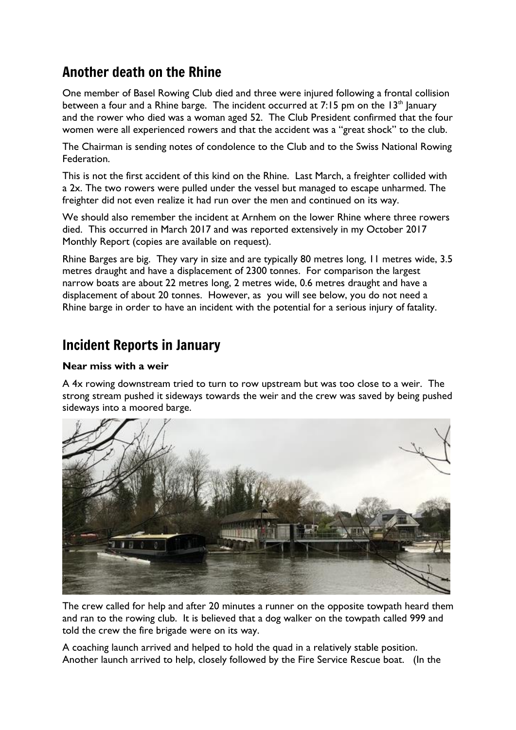## Another death on the Rhine

One member of Basel Rowing Club died and three were injured following a frontal collision between a four and a Rhine barge. The incident occurred at 7:15 pm on the 13th January and the rower who died was a woman aged 52. The Club President confirmed that the four women were all experienced rowers and that the accident was a "great shock" to the club.

The Chairman is sending notes of condolence to the Club and to the Swiss National Rowing Federation.

This is not the first accident of this kind on the Rhine. Last March, a freighter collided with a 2x. The two rowers were pulled under the vessel but managed to escape unharmed. The freighter did not even realize it had run over the men and continued on its way.

We should also remember the incident at Arnhem on the lower Rhine where three rowers died. This occurred in March 2017 and was reported extensively in my October 2017 Monthly Report (copies are available on request).

Rhine Barges are big. They vary in size and are typically 80 metres long, 11 metres wide, 3.5 metres draught and have a displacement of 2300 tonnes. For comparison the largest narrow boats are about 22 metres long, 2 metres wide, 0.6 metres draught and have a displacement of about 20 tonnes. However, as you will see below, you do not need a Rhine barge in order to have an incident with the potential for a serious injury of fatality.

## Incident Reports in January

**Near miss with a weir**

A 4x rowing downstream tried to turn to row upstream but was too close to a weir. The strong stream pushed it sideways towards the weir and the crew was saved by being pushed sideways into a moored barge.

The crew called for help and after 20 minutes a runner on the opposite towpath heard them and ran to the rowing club. It is believed that a dog walker on the towpath called 999 and told the crew the fire brigade were on its way.

A coaching launch arrived and helped to hold the quad in a relatively stable position. Another launch arrived to help, closely followed by the Fire Service Rescue boat. (In the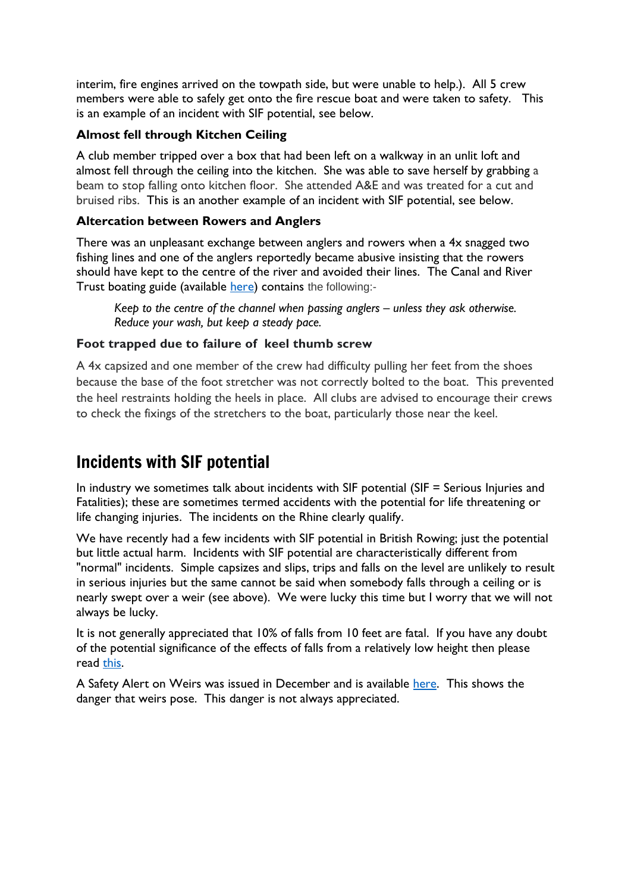interim, fire engines arrived on the towpath side, but were unable to help.). All 5 crew members were able to safely get onto the fire rescue boat and were taken to safety. This is an example of an incident with SIF potential, see below.

### Almost fell through Kitchen Ceiling

A club member tripped over a box that had been left on a walkway in an unlit loft and almost fell through the ceiling into the kitchen. She was able to save herself by grabbing a beam to stop falling onto kitchen floor. She attended A&E and was treated for a cut and bruised ribs. This is an another example of an incident with SIF potential, see below.

### Altercation between Rowers and Anglers

There was an unpleasant exchange between anglers and rowers when a 4x snagged two fishing lines and one of the anglers reportedly became abusive insisting that the rowers should have kept to the centre of the river and avoided their lines. The Canal and River Trust boating guide (available [here](#)) contains the following:-

> *Keep to the centre of the channel when passing anglers – unless they ask otherwise. Reduce your wash, but keep a steady pace.*

### Foot trapped due to failure of keel thumb screw

A 4x capsized and one member of the crew had difficulty pulling her feet from the shoes because the base of the foot stretcher was not correctly bolted to the boat. This prevented the heel restraints holding the heels in place. All clubs are advised to encourage their crews to check the fixings of the stretchers to the boat, particularly those near the keel.

## Incidents with SIF potential

In industry we sometimes talk about incidents with SIF potential (SIF = Serious Injuries and Fatalities); these are sometimes termed accidents with the potential for life threatening or life changing injuries. The incidents on the Rhine clearly qualify.

We have recently had a few incidents with SIF potential in British Rowing; just the potential but little actual harm. Incidents with SIF potential are characteristically different from "normal" incidents. Simple capsizes and slips, trips and falls on the level are unlikely to result in serious injuries but the same cannot be said when somebody falls through a ceiling or is nearly swept over a weir (see above). We were lucky this time but I worry that we will not always be lucky.

It is not generally appreciated that 10% of falls from 10 feet are fatal. If you have any doubt of the potential significance of the effects of falls from a relatively low height then please read [this](#).

A Safety Alert on Weirs was issued in December and is available [here](#). This shows the danger that weirs pose. This danger is not always appreciated.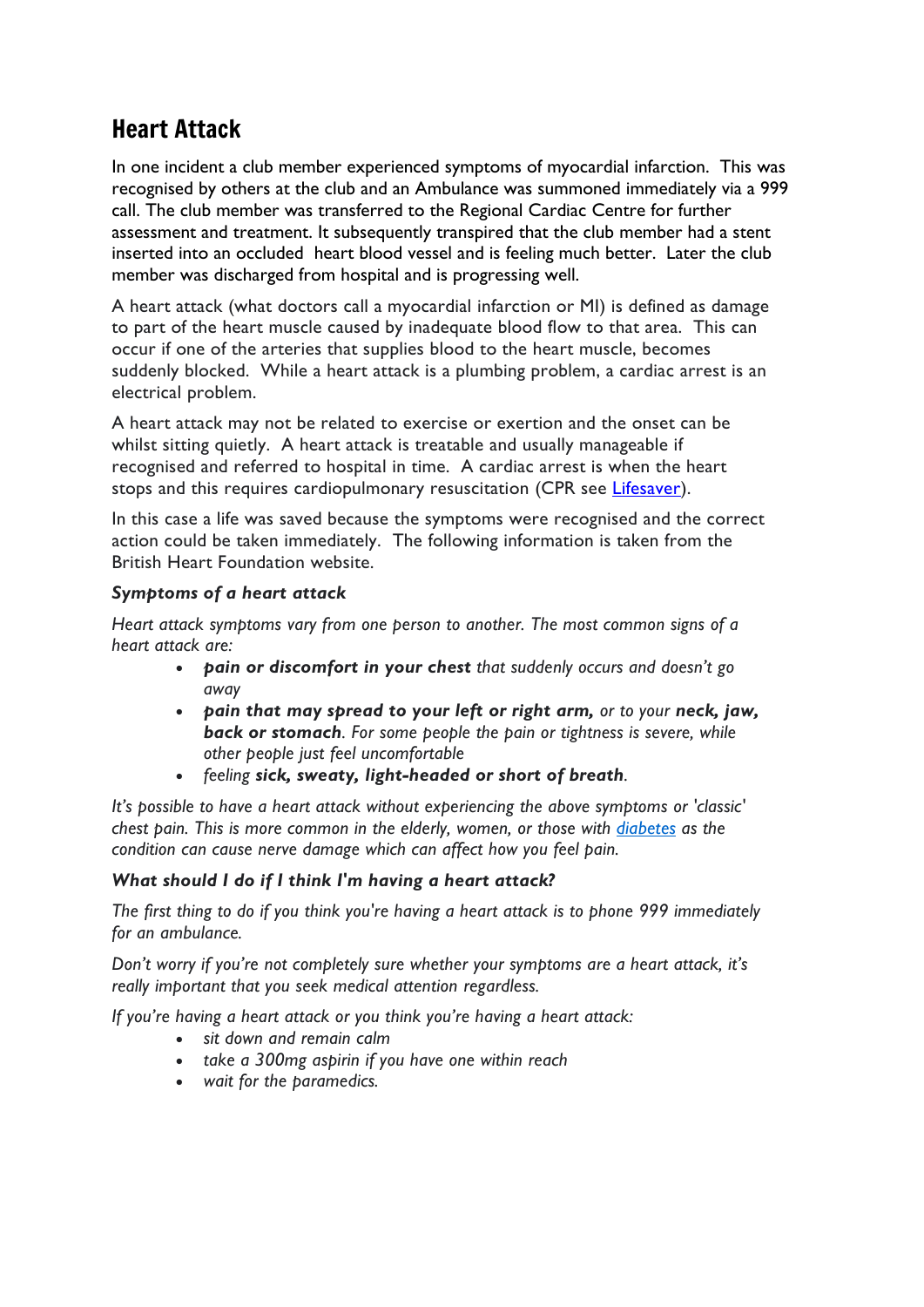## Heart Attack

In one incident a club member experienced symptoms of myocardial infarction. This was recognised by others at the club and an Ambulance was summoned immediately via a 999 call. The club member was transferred to the Regional Cardiac Centre for further assessment and treatment. It subsequently transpired that the club member had a stent inserted into an occluded heart blood vessel and is feeling much better. Later the club member was discharged from hospital and is progressing well.

A heart attack (what doctors call a myocardial infarction or MI) is defined as damage to part of the heart muscle caused by inadequate blood flow to that area. This can occur if one of the arteries that supplies blood to the heart muscle, becomes suddenly blocked. While a heart attack is a plumbing problem, a cardiac arrest is an electrical problem.

A heart attack may not be related to exercise or exertion and the onset can be whilst sitting quietly. A heart attack is treatable and usually manageable if recognised and referred to hospital in time. A cardiac arrest is when the heart stops and this requires cardiopulmonary resuscitation (CPR see [Lifesaver]).

In this case a life was saved because the symptoms were recognised and the correct action could be taken immediately. The following information is taken from the British Heart Foundation website.

### *Symptoms of a heart attack*

*Heart attack symptoms vary from one person to another. The most common signs of a heart attack are:*

- ***pain or discomfort in your chest** that suddenly occurs and doesn't go away*
- ***pain that may spread to your left or right arm,** or to your **neck, jaw, back or stomach**. For some people the pain or tightness is severe, while other people just feel uncomfortable*
- *feeling **sick, sweaty, light-headed or short of breath**.*

*It's possible to have a heart attack without experiencing the above symptoms or 'classic' chest pain. This is more common in the elderly, women, or those with [diabetes] as the condition can cause nerve damage which can affect how you feel pain.*

### *What should I do if I think I'm having a heart attack?*

*The first thing to do if you think you're having a heart attack is to phone 999 immediately for an ambulance.*

*Don't worry if you're not completely sure whether your symptoms are a heart attack, it's really important that you seek medical attention regardless.*

*If you're having a heart attack or you think you're having a heart attack:*

- *sit down and remain calm*
- *take a 300mg aspirin if you have one within reach*
- *wait for the paramedics.*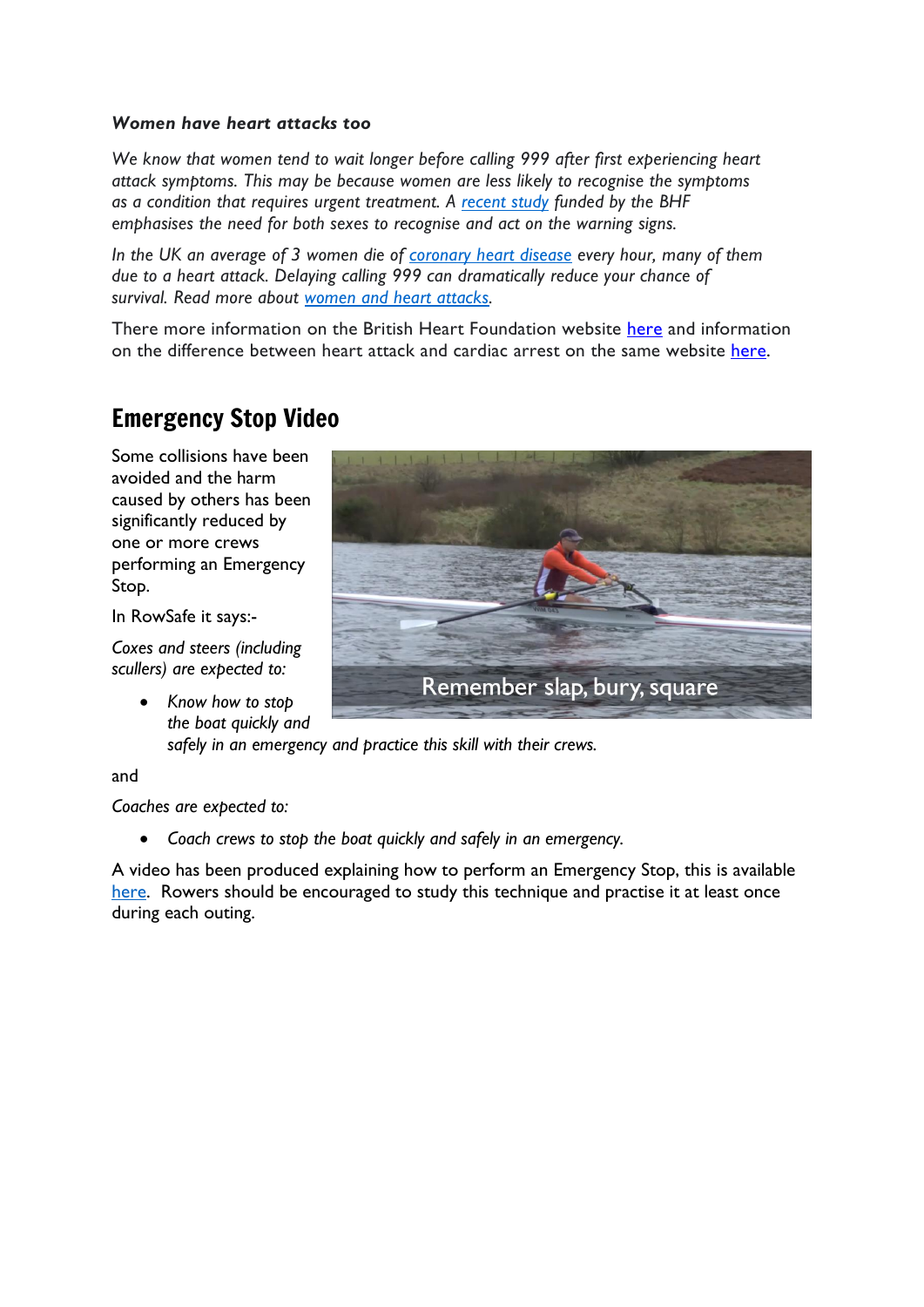***Women have heart attacks too***

*We know that women tend to wait longer before calling 999 after first experiencing heart attack symptoms. This may be because women are less likely to recognise the symptoms as a condition that requires urgent treatment. A recent study funded by the BHF emphasises the need for both sexes to recognise and act on the warning signs.*

*In the UK an average of 3 women die of coronary heart disease every hour, many of them due to a heart attack. Delaying calling 999 can dramatically reduce your chance of survival. Read more about women and heart attacks.*

There more information on the British Heart Foundation website here and information on the difference between heart attack and cardiac arrest on the same website here.

## Emergency Stop Video

Some collisions have been avoided and the harm caused by others has been significantly reduced by one or more crews performing an Emergency Stop.

Remember slap, bury, square

In RowSafe it says:-

*Coxes and steers (including scullers) are expected to:*

- *Know how to stop the boat quickly and safely in an emergency and practice this skill with their crews.*

and

*Coaches are expected to:*

- *Coach crews to stop the boat quickly and safely in an emergency.*

A video has been produced explaining how to perform an Emergency Stop, this is available here. Rowers should be encouraged to study this technique and practise it at least once during each outing.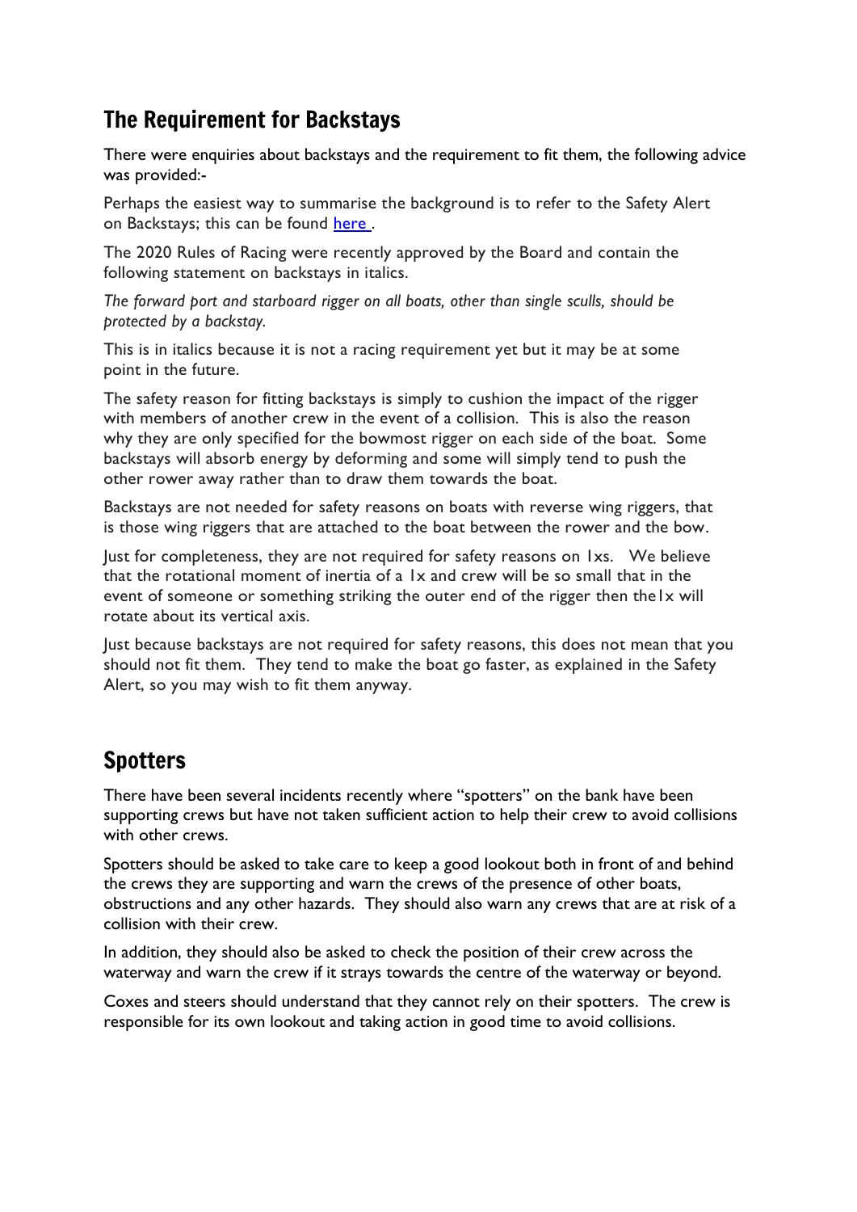## The Requirement for Backstays

There were enquiries about backstays and the requirement to fit them, the following advice was provided:-

Perhaps the easiest way to summarise the background is to refer to the Safety Alert on Backstays; this can be found here .

The 2020 Rules of Racing were recently approved by the Board and contain the following statement on backstays in italics.

*The forward port and starboard rigger on all boats, other than single sculls, should be protected by a backstay.*

This is in italics because it is not a racing requirement yet but it may be at some point in the future.

The safety reason for fitting backstays is simply to cushion the impact of the rigger with members of another crew in the event of a collision. This is also the reason why they are only specified for the bowmost rigger on each side of the boat. Some backstays will absorb energy by deforming and some will simply tend to push the other rower away rather than to draw them towards the boat.

Backstays are not needed for safety reasons on boats with reverse wing riggers, that is those wing riggers that are attached to the boat between the rower and the bow.

Just for completeness, they are not required for safety reasons on 1xs. We believe that the rotational moment of inertia of a 1x and crew will be so small that in the event of someone or something striking the outer end of the rigger then the1x will rotate about its vertical axis.

Just because backstays are not required for safety reasons, this does not mean that you should not fit them. They tend to make the boat go faster, as explained in the Safety Alert, so you may wish to fit them anyway.

## Spotters

There have been several incidents recently where "spotters" on the bank have been supporting crews but have not taken sufficient action to help their crew to avoid collisions with other crews.

Spotters should be asked to take care to keep a good lookout both in front of and behind the crews they are supporting and warn the crews of the presence of other boats, obstructions and any other hazards. They should also warn any crews that are at risk of a collision with their crew.

In addition, they should also be asked to check the position of their crew across the waterway and warn the crew if it strays towards the centre of the waterway or beyond.

Coxes and steers should understand that they cannot rely on their spotters. The crew is responsible for its own lookout and taking action in good time to avoid collisions.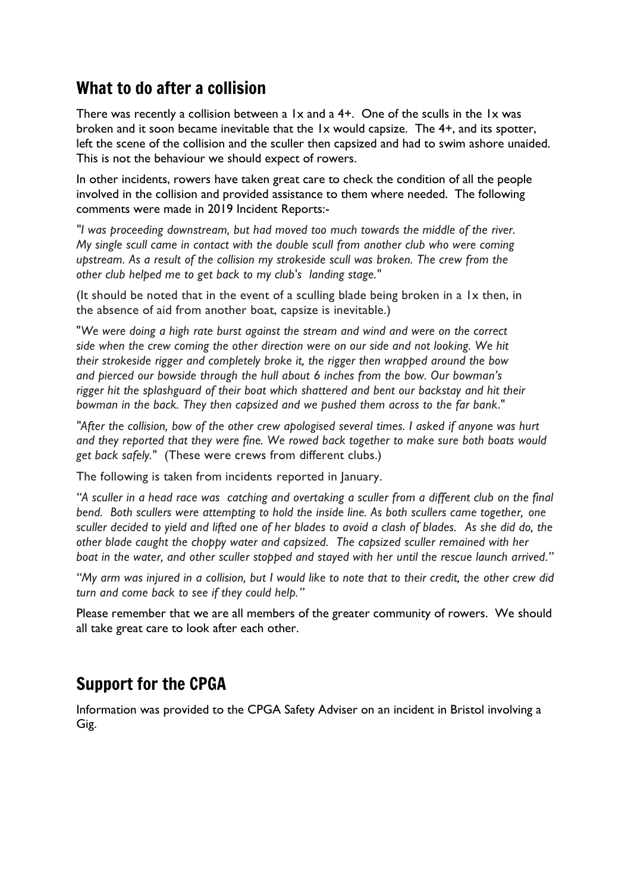## What to do after a collision

There was recently a collision between a 1x and a 4+. One of the sculls in the 1x was broken and it soon became inevitable that the 1x would capsize. The 4+, and its spotter, left the scene of the collision and the sculler then capsized and had to swim ashore unaided. This is not the behaviour we should expect of rowers.

In other incidents, rowers have taken great care to check the condition of all the people involved in the collision and provided assistance to them where needed. The following comments were made in 2019 Incident Reports:-

"*I was proceeding downstream, but had moved too much towards the middle of the river. My single scull came in contact with the double scull from another club who were coming upstream. As a result of the collision my strokeside scull was broken. The crew from the other club helped me to get back to my club's landing stage.*"

(It should be noted that in the event of a sculling blade being broken in a 1x then, in the absence of aid from another boat, capsize is inevitable.)

"*We were doing a high rate burst against the stream and wind and were on the correct side when the crew coming the other direction were on our side and not looking. We hit their strokeside rigger and completely broke it, the rigger then wrapped around the bow and pierced our bowside through the hull about 6 inches from the bow. Our bowman's rigger hit the splashguard of their boat which shattered and bent our backstay and hit their bowman in the back. They then capsized and we pushed them across to the far bank.*"

"*After the collision, bow of the other crew apologised several times. I asked if anyone was hurt and they reported that they were fine. We rowed back together to make sure both boats would get back safely.*" (These were crews from different clubs.)

The following is taken from incidents reported in January.

*"A sculler in a head race was catching and overtaking a sculler from a different club on the final bend. Both scullers were attempting to hold the inside line. As both scullers came together, one sculler decided to yield and lifted one of her blades to avoid a clash of blades. As she did do, the other blade caught the choppy water and capsized. The capsized sculler remained with her boat in the water, and other sculler stopped and stayed with her until the rescue launch arrived."*

*"My arm was injured in a collision, but I would like to note that to their credit, the other crew did turn and come back to see if they could help."*

Please remember that we are all members of the greater community of rowers. We should all take great care to look after each other.

## Support for the CPGA

Information was provided to the CPGA Safety Adviser on an incident in Bristol involving a Gig.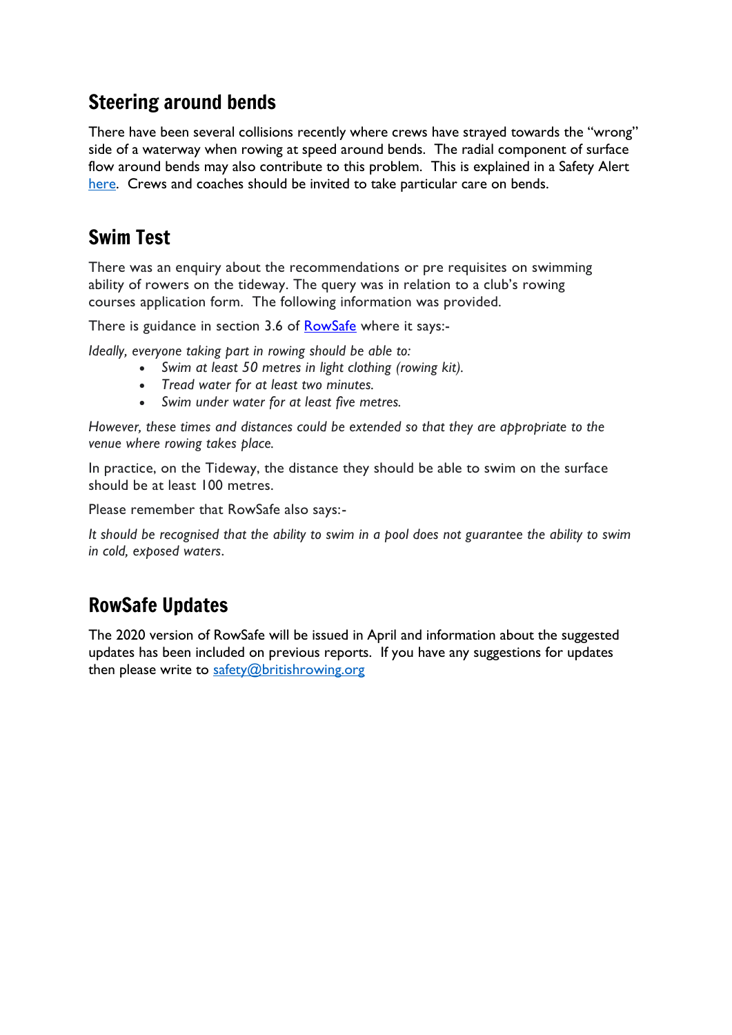## Steering around bends

There have been several collisions recently where crews have strayed towards the "wrong" side of a waterway when rowing at speed around bends. The radial component of surface flow around bends may also contribute to this problem. This is explained in a Safety Alert here. Crews and coaches should be invited to take particular care on bends.

## Swim Test

There was an enquiry about the recommendations or pre requisites on swimming ability of rowers on the tideway. The query was in relation to a club's rowing courses application form. The following information was provided.

There is guidance in section 3.6 of RowSafe where it says:-

*Ideally, everyone taking part in rowing should be able to:*

- *Swim at least 50 metres in light clothing (rowing kit).*
- *Tread water for at least two minutes.*
- *Swim under water for at least five metres.*

*However, these times and distances could be extended so that they are appropriate to the venue where rowing takes place.*

In practice, on the Tideway, the distance they should be able to swim on the surface should be at least 100 metres.

Please remember that RowSafe also says:-

*It should be recognised that the ability to swim in a pool does not guarantee the ability to swim in cold, exposed waters.*

## RowSafe Updates

The 2020 version of RowSafe will be issued in April and information about the suggested updates has been included on previous reports. If you have any suggestions for updates then please write to safety@britishrowing.org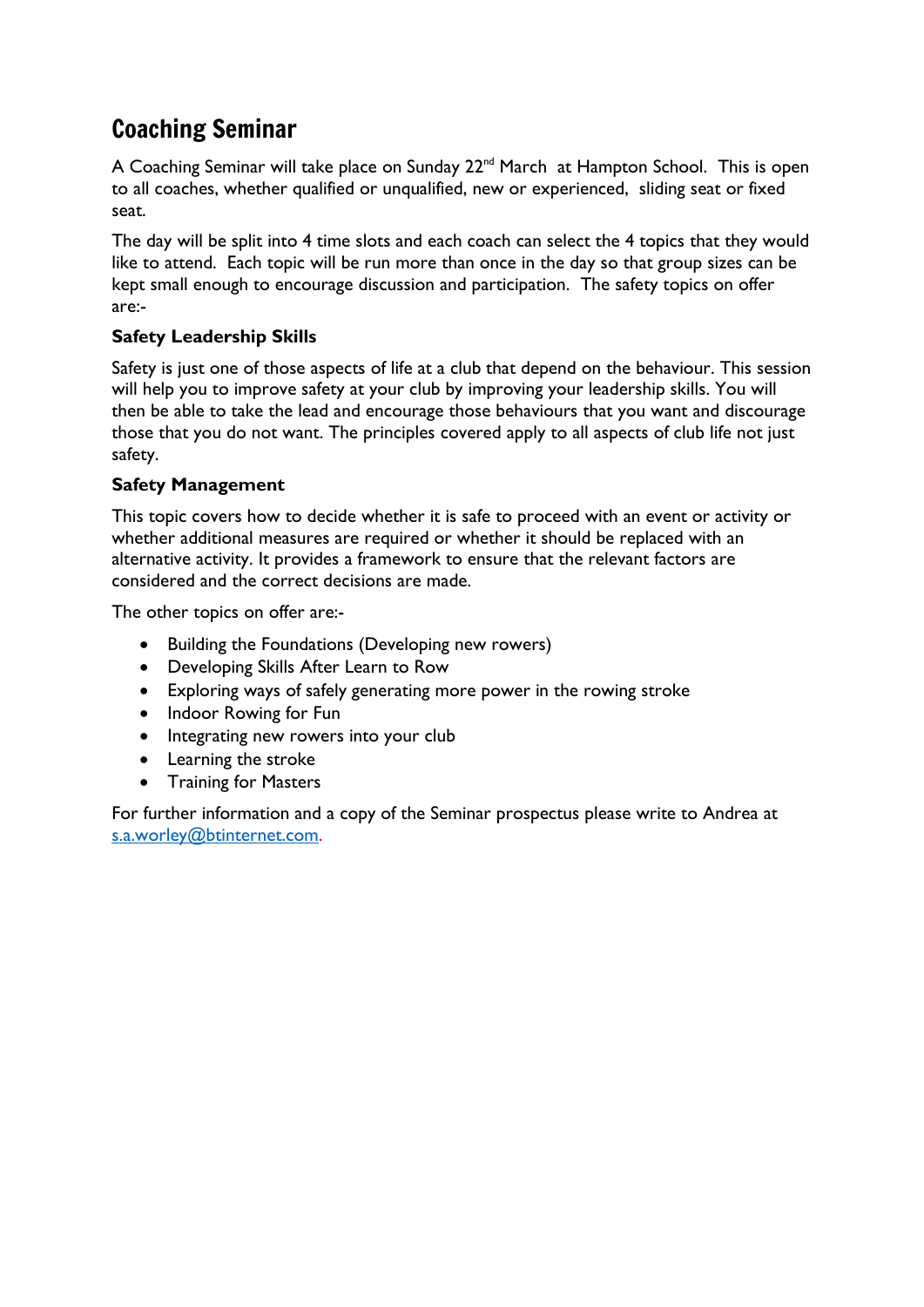## Coaching Seminar

A Coaching Seminar will take place on Sunday 22nd March at Hampton School. This is open to all coaches, whether qualified or unqualified, new or experienced, sliding seat or fixed seat.

The day will be split into 4 time slots and each coach can select the 4 topics that they would like to attend. Each topic will be run more than once in the day so that group sizes can be kept small enough to encourage discussion and participation. The safety topics on offer are:-

**Safety Leadership Skills**

Safety is just one of those aspects of life at a club that depend on the behaviour. This session will help you to improve safety at your club by improving your leadership skills. You will then be able to take the lead and encourage those behaviours that you want and discourage those that you do not want. The principles covered apply to all aspects of club life not just safety.

**Safety Management**

This topic covers how to decide whether it is safe to proceed with an event or activity or whether additional measures are required or whether it should be replaced with an alternative activity. It provides a framework to ensure that the relevant factors are considered and the correct decisions are made.

The other topics on offer are:-

- Building the Foundations (Developing new rowers)
- Developing Skills After Learn to Row
- Exploring ways of safely generating more power in the rowing stroke
- Indoor Rowing for Fun
- Integrating new rowers into your club
- Learning the stroke
- Training for Masters

For further information and a copy of the Seminar prospectus please write to Andrea at s.a.worley@btinternet.com.